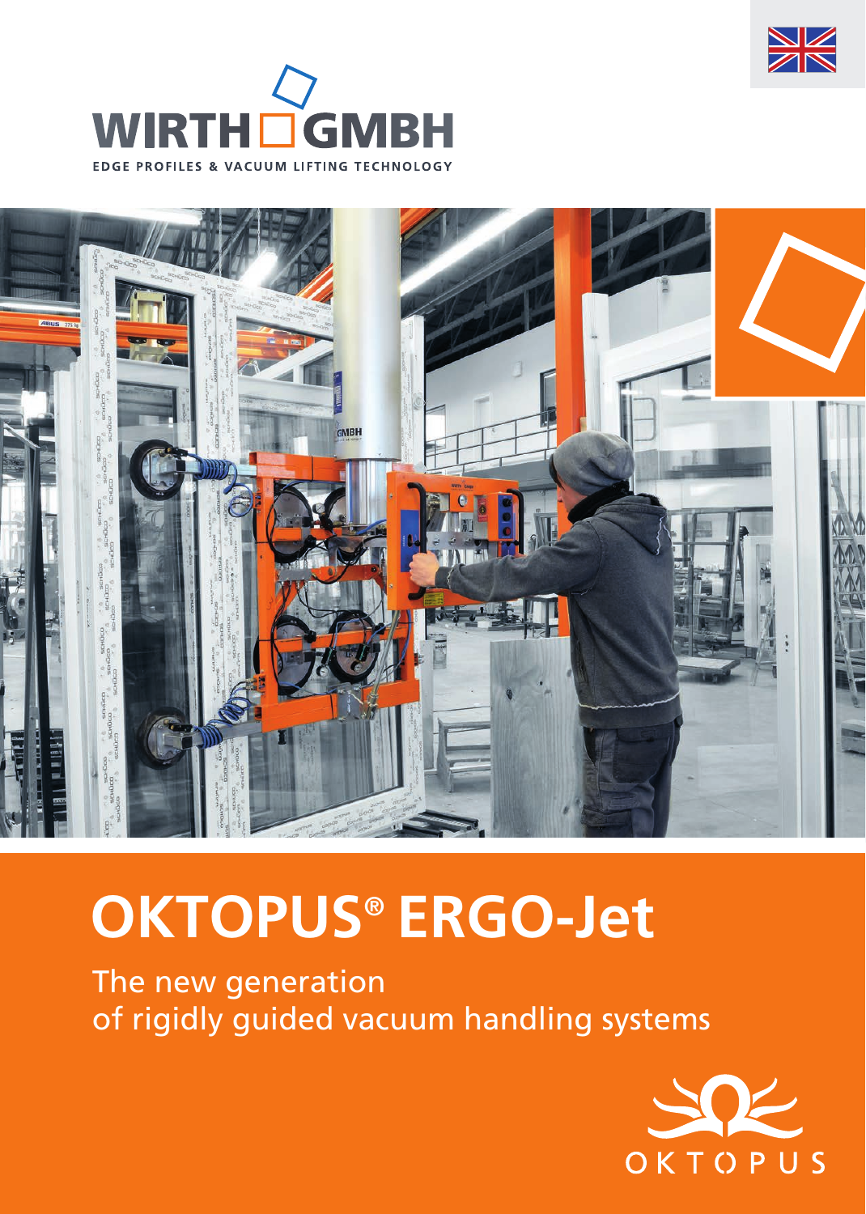WIRTH GMBH

EDGE PROFILES & VACUUM LIFTING TECHNOLOGY

# OKTOPUS® ERGO-Jet

The new generation
of rigidly guided vacuum handling systems

OKTOPUS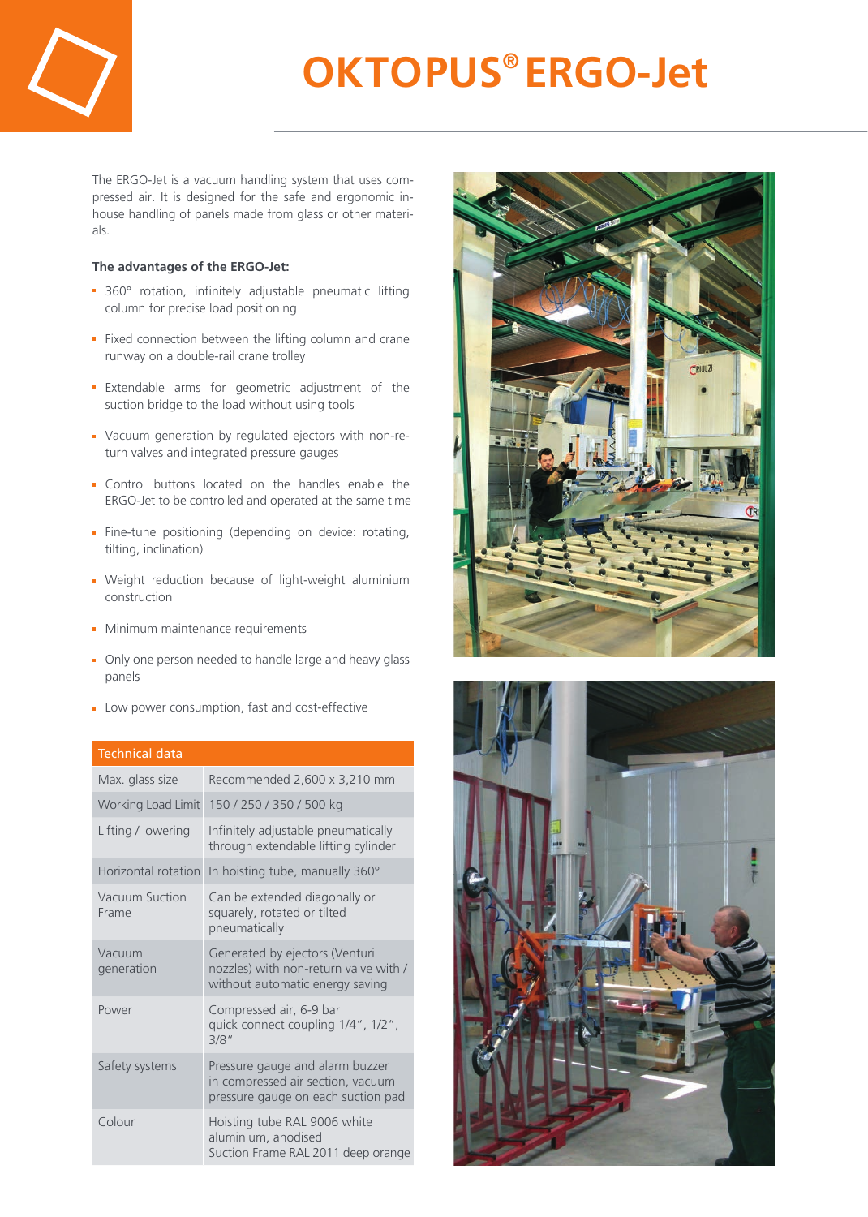# OKTOPUS® ERGO-Jet

The ERGO-Jet is a vacuum handling system that uses compressed air. It is designed for the safe and ergonomic in-house handling of panels made from glass or other materials.

**The advantages of the ERGO-Jet:**

- 360° rotation, infinitely adjustable pneumatic lifting column for precise load positioning
- Fixed connection between the lifting column and crane runway on a double-rail crane trolley
- Extendable arms for geometric adjustment of the suction bridge to the load without using tools
- Vacuum generation by regulated ejectors with non-return valves and integrated pressure gauges
- Control buttons located on the handles enable the ERGO-Jet to be controlled and operated at the same time
- Fine-tune positioning (depending on device: rotating, tilting, inclination)
- Weight reduction because of light-weight aluminium construction
- Minimum maintenance requirements
- Only one person needed to handle large and heavy glass panels
- Low power consumption, fast and cost-effective

| Technical data | |
|---|---|
| Max. glass size | Recommended 2,600 x 3,210 mm |
| Working Load Limit | 150 / 250 / 350 / 500 kg |
| Lifting / lowering | Infinitely adjustable pneumatically through extendable lifting cylinder |
| Horizontal rotation | In hoisting tube, manually 360° |
| Vacuum Suction Frame | Can be extended diagonally or squarely, rotated or tilted pneumatically |
| Vacuum generation | Generated by ejectors (Venturi nozzles) with non-return valve with / without automatic energy saving |
| Power | Compressed air, 6-9 bar quick connect coupling 1/4", 1/2", 3/8" |
| Safety systems | Pressure gauge and alarm buzzer in compressed air section, vacuum pressure gauge on each suction pad |
| Colour | Hoisting tube RAL 9006 white aluminium, anodised Suction Frame RAL 2011 deep orange |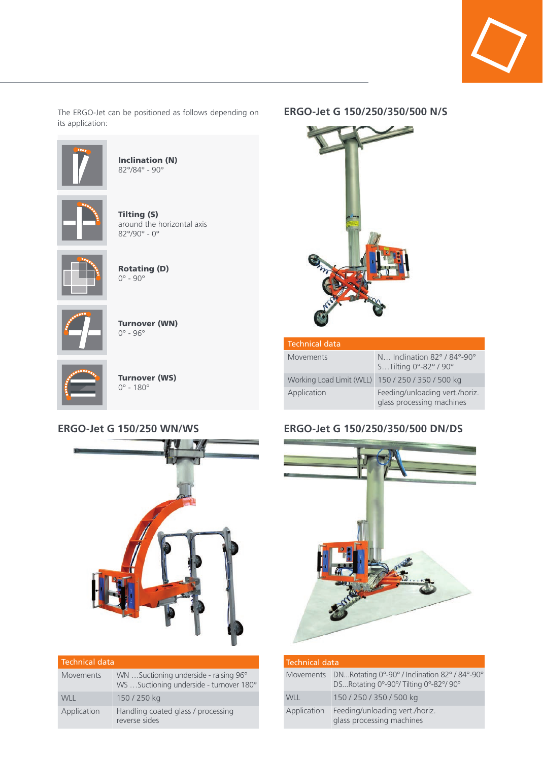The ERGO-Jet can be positioned as follows depending on its application:

**Inclination (N)**
82°/84° - 90°

**Tilting (S)**
around the horizontal axis
82°/90° - 0°

**Rotating (D)**
0° - 90°

**Turnover (WN)**
0° - 96°

**Turnover (WS)**
0° - 180°

## ERGO-Jet G 150/250 WN/WS

| Technical data | |
|---|---|
| Movements | WN …Suctioning underside - raising 96°<br>WS …Suctioning underside - turnover 180° |
| WLL | 150 / 250 kg |
| Application | Handling coated glass / processing reverse sides |

## ERGO-Jet G 150/250/350/500 N/S

| Technical data | |
|---|---|
| Movements | N… Inclination 82° / 84°-90°<br>S…Tilting 0°-82° / 90° |
| Working Load Limit (WLL) | 150 / 250 / 350 / 500 kg |
| Application | Feeding/unloading vert./horiz. glass processing machines |

## ERGO-Jet G 150/250/350/500 DN/DS

| Technical data | |
|---|---|
| Movements | DN...Rotating 0°-90° / Inclination 82° / 84°-90°<br>DS...Rotating 0°-90°/ Tilting 0°-82°/ 90° |
| WLL | 150 / 250 / 350 / 500 kg |
| Application | Feeding/unloading vert./horiz. glass processing machines |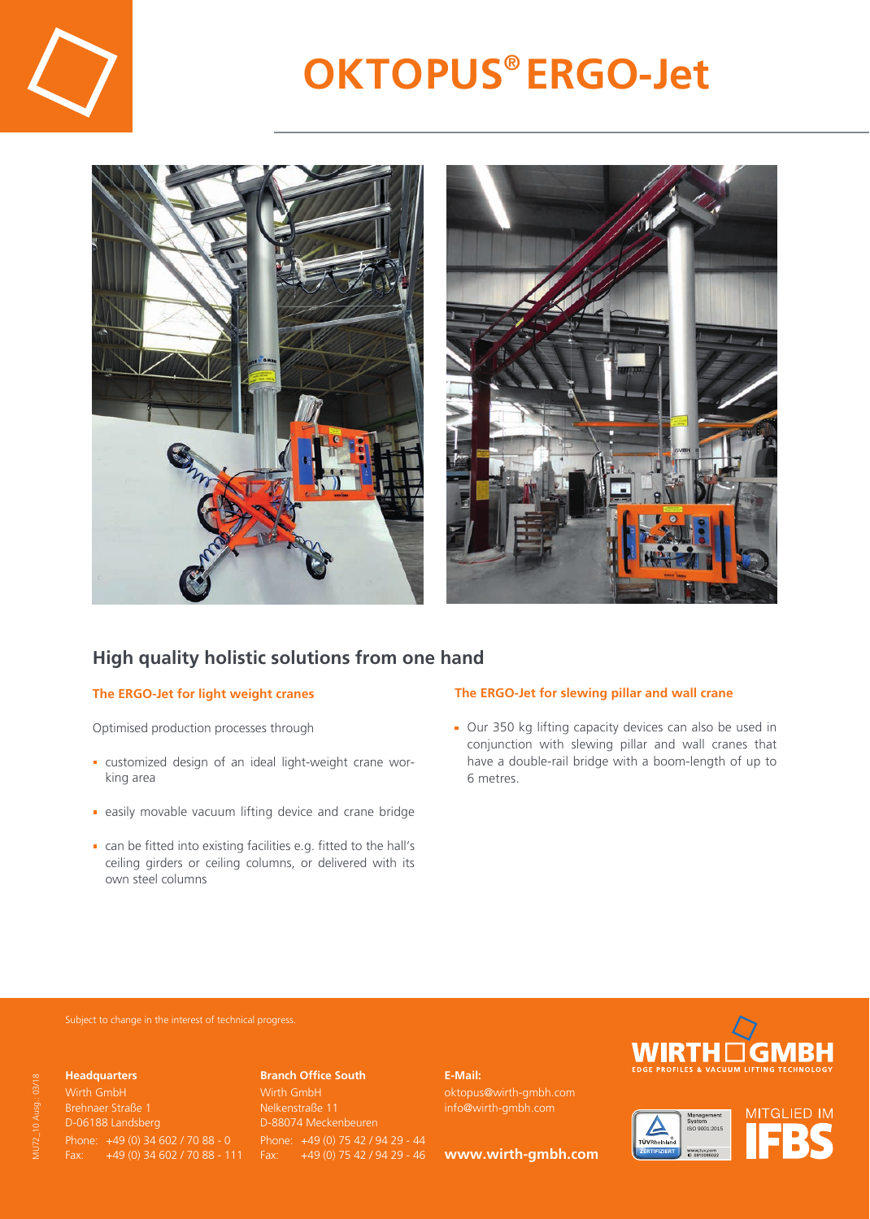# OKTOPUS® ERGO-Jet

## High quality holistic solutions from one hand

### The ERGO-Jet for light weight cranes

Optimised production processes through

- customized design of an ideal light-weight crane working area
- easily movable vacuum lifting device and crane bridge
- can be fitted into existing facilities e.g. fitted to the hall's ceiling girders or ceiling columns, or delivered with its own steel columns

### The ERGO-Jet for slewing pillar and wall crane

- Our 350 kg lifting capacity devices can also be used in conjunction with slewing pillar and wall cranes that have a double-rail bridge with a boom-length of up to 6 metres.

Subject to change in the interest of technical progress.

**Headquarters**
Wirth GmbH
Brehnaer Straße 1
D-06188 Landsberg
Phone: +49 (0) 34 602 / 70 88 - 0
Fax: +49 (0) 34 602 / 70 88 - 111

**Branch Office South**
Wirth GmbH
Nelkenstraße 11
D-88074 Meckenbeuren
Phone: +49 (0) 75 42 / 94 29 - 44
Fax: +49 (0) 75 42 / 94 29 - 46

**E-Mail:**
oktopus@wirth-gmbh.com
info@wirth-gmbh.com

**www.wirth-gmbh.com**

WIRTH GMBH
EDGE PROFILES & VACUUM LIFTING TECHNOLOGY

MITGLIED IM IFBS

MU72_10 Ausg.: 03/18